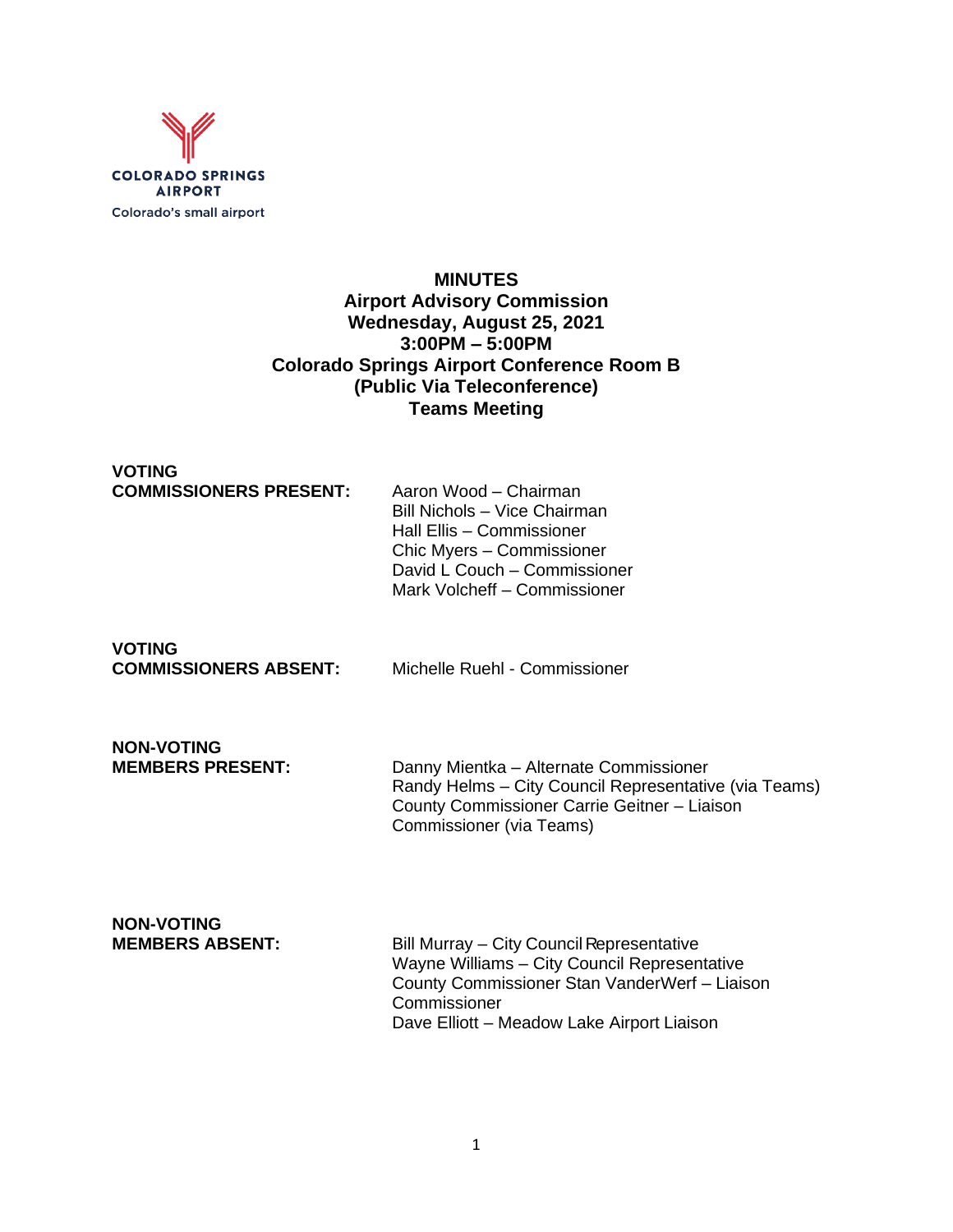COLORADO SPRINGS AIRPORT
Colorado's small airport

# MINUTES
## Airport Advisory Commission
## Wednesday, August 25, 2021
## 3:00PM – 5:00PM
## Colorado Springs Airport Conference Room B
## (Public Via Teleconference)
## Teams Meeting

**VOTING COMMISSIONERS PRESENT:**

Aaron Wood – Chairman
Bill Nichols – Vice Chairman
Hall Ellis – Commissioner
Chic Myers – Commissioner
David L Couch – Commissioner
Mark Volcheff – Commissioner

**VOTING COMMISSIONERS ABSENT:**

Michelle Ruehl - Commissioner

**NON-VOTING MEMBERS PRESENT:**

Danny Mientka – Alternate Commissioner
Randy Helms – City Council Representative (via Teams)
County Commissioner Carrie Geitner – Liaison Commissioner (via Teams)

**NON-VOTING MEMBERS ABSENT:**

Bill Murray – City Council Representative
Wayne Williams – City Council Representative
County Commissioner Stan VanderWerf – Liaison Commissioner
Dave Elliott – Meadow Lake Airport Liaison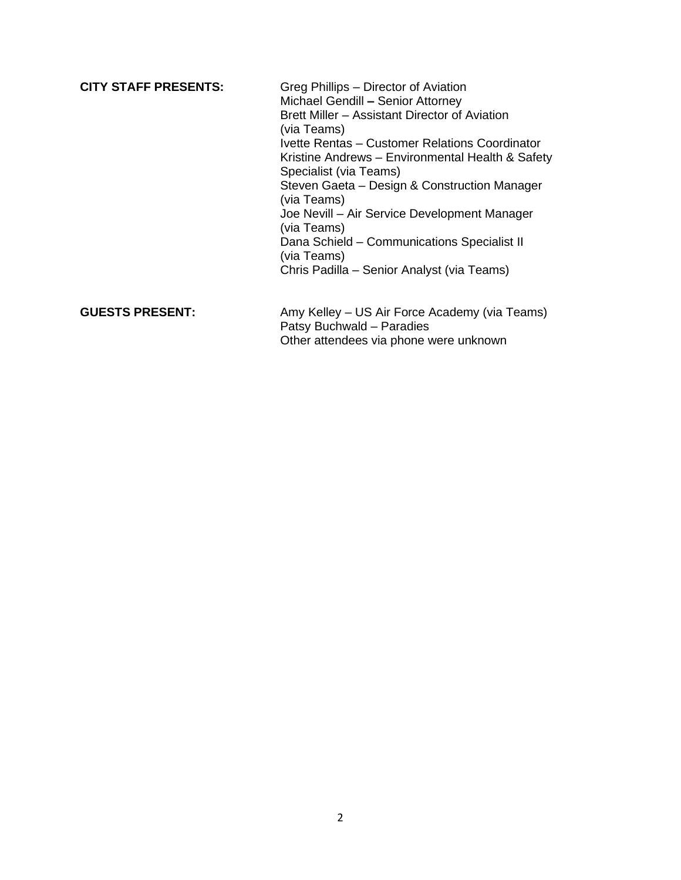**CITY STAFF PRESENTS:**

Greg Phillips – Director of Aviation
Michael Gendill **–** Senior Attorney
Brett Miller – Assistant Director of Aviation (via Teams)
Ivette Rentas – Customer Relations Coordinator
Kristine Andrews – Environmental Health & Safety Specialist (via Teams)
Steven Gaeta – Design & Construction Manager (via Teams)
Joe Nevill – Air Service Development Manager (via Teams)
Dana Schield – Communications Specialist II (via Teams)
Chris Padilla – Senior Analyst (via Teams)

**GUESTS PRESENT:**

Amy Kelley – US Air Force Academy (via Teams)
Patsy Buchwald – Paradies
Other attendees via phone were unknown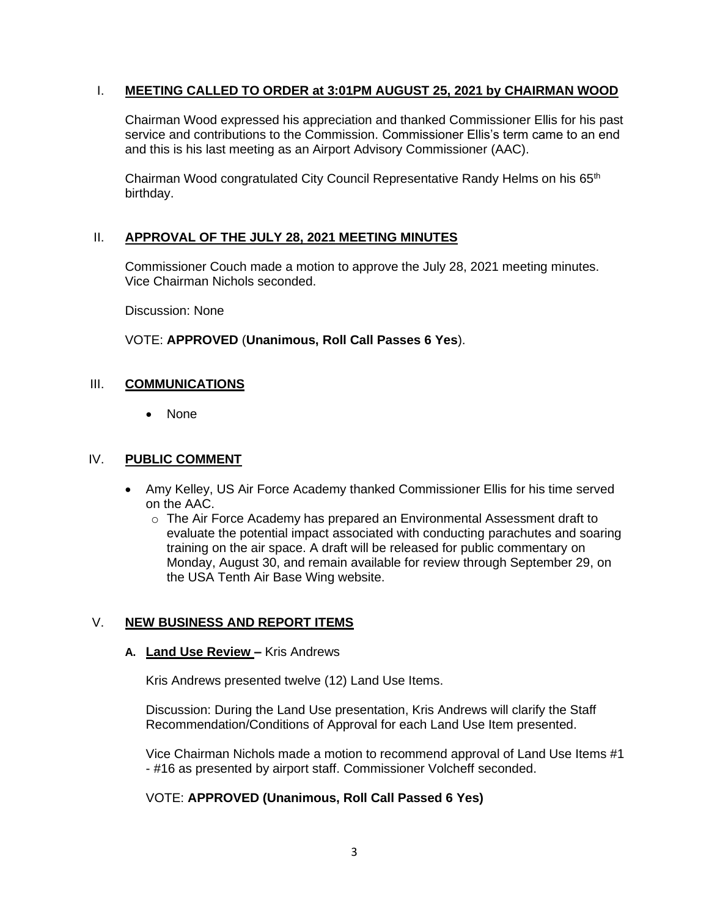## I. MEETING CALLED TO ORDER at 3:01PM AUGUST 25, 2021 by CHAIRMAN WOOD

Chairman Wood expressed his appreciation and thanked Commissioner Ellis for his past service and contributions to the Commission. Commissioner Ellis's term came to an end and this is his last meeting as an Airport Advisory Commissioner (AAC).

Chairman Wood congratulated City Council Representative Randy Helms on his 65th birthday.

## II. APPROVAL OF THE JULY 28, 2021 MEETING MINUTES

Commissioner Couch made a motion to approve the July 28, 2021 meeting minutes. Vice Chairman Nichols seconded.

Discussion: None

VOTE: **APPROVED** (**Unanimous, Roll Call Passes 6 Yes**).

## III. COMMUNICATIONS

- None

## IV. PUBLIC COMMENT

- Amy Kelley, US Air Force Academy thanked Commissioner Ellis for his time served on the AAC.
  - The Air Force Academy has prepared an Environmental Assessment draft to evaluate the potential impact associated with conducting parachutes and soaring training on the air space. A draft will be released for public commentary on Monday, August 30, and remain available for review through September 29, on the USA Tenth Air Base Wing website.

## V. NEW BUSINESS AND REPORT ITEMS

### A. Land Use Review – Kris Andrews

Kris Andrews presented twelve (12) Land Use Items.

Discussion: During the Land Use presentation, Kris Andrews will clarify the Staff Recommendation/Conditions of Approval for each Land Use Item presented.

Vice Chairman Nichols made a motion to recommend approval of Land Use Items #1 - #16 as presented by airport staff. Commissioner Volcheff seconded.

VOTE: **APPROVED (Unanimous, Roll Call Passed 6 Yes)**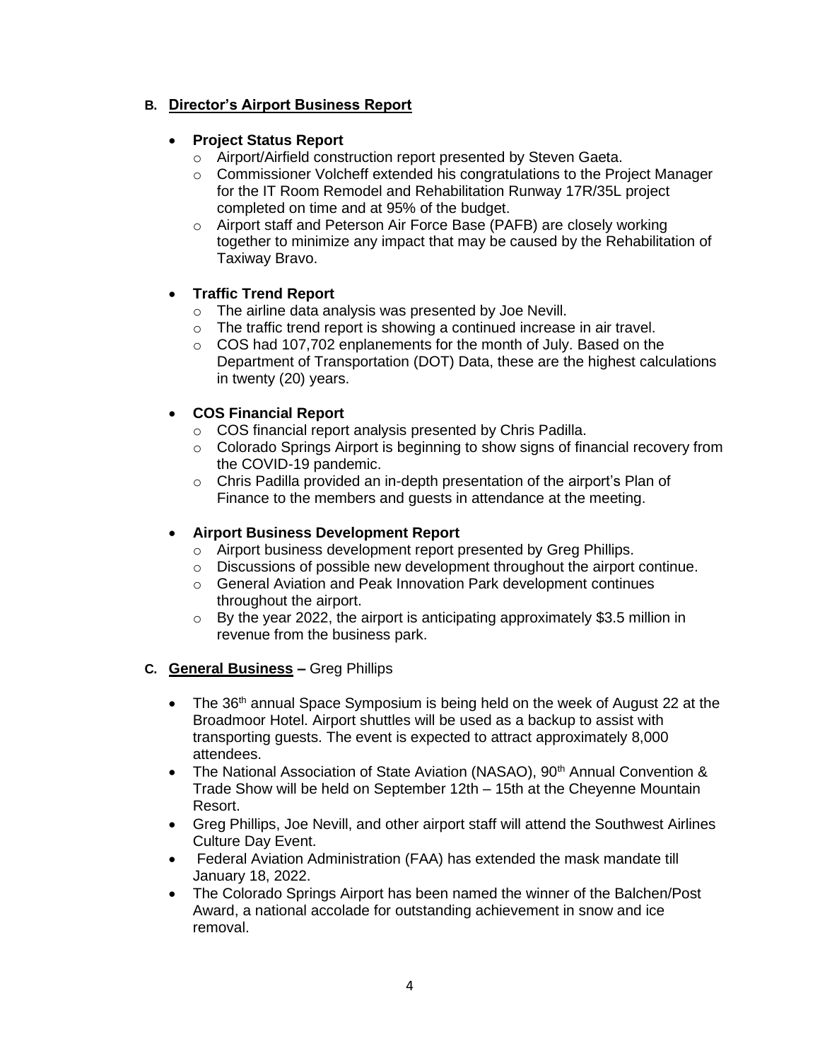**B. <u>Director's Airport Business Report</u>**

- **Project Status Report**
  - Airport/Airfield construction report presented by Steven Gaeta.
  - Commissioner Volcheff extended his congratulations to the Project Manager for the IT Room Remodel and Rehabilitation Runway 17R/35L project completed on time and at 95% of the budget.
  - Airport staff and Peterson Air Force Base (PAFB) are closely working together to minimize any impact that may be caused by the Rehabilitation of Taxiway Bravo.

- **Traffic Trend Report**
  - The airline data analysis was presented by Joe Nevill.
  - The traffic trend report is showing a continued increase in air travel.
  - COS had 107,702 enplanements for the month of July. Based on the Department of Transportation (DOT) Data, these are the highest calculations in twenty (20) years.

- **COS Financial Report**
  - COS financial report analysis presented by Chris Padilla.
  - Colorado Springs Airport is beginning to show signs of financial recovery from the COVID-19 pandemic.
  - Chris Padilla provided an in-depth presentation of the airport's Plan of Finance to the members and guests in attendance at the meeting.

- **Airport Business Development Report**
  - Airport business development report presented by Greg Phillips.
  - Discussions of possible new development throughout the airport continue.
  - General Aviation and Peak Innovation Park development continues throughout the airport.
  - By the year 2022, the airport is anticipating approximately $3.5 million in revenue from the business park.

**C. <u>General Business</u> –** Greg Phillips

- The 36th annual Space Symposium is being held on the week of August 22 at the Broadmoor Hotel. Airport shuttles will be used as a backup to assist with transporting guests. The event is expected to attract approximately 8,000 attendees.
- The National Association of State Aviation (NASAO), 90th Annual Convention & Trade Show will be held on September 12th – 15th at the Cheyenne Mountain Resort.
- Greg Phillips, Joe Nevill, and other airport staff will attend the Southwest Airlines Culture Day Event.
- Federal Aviation Administration (FAA) has extended the mask mandate till January 18, 2022.
- The Colorado Springs Airport has been named the winner of the Balchen/Post Award, a national accolade for outstanding achievement in snow and ice removal.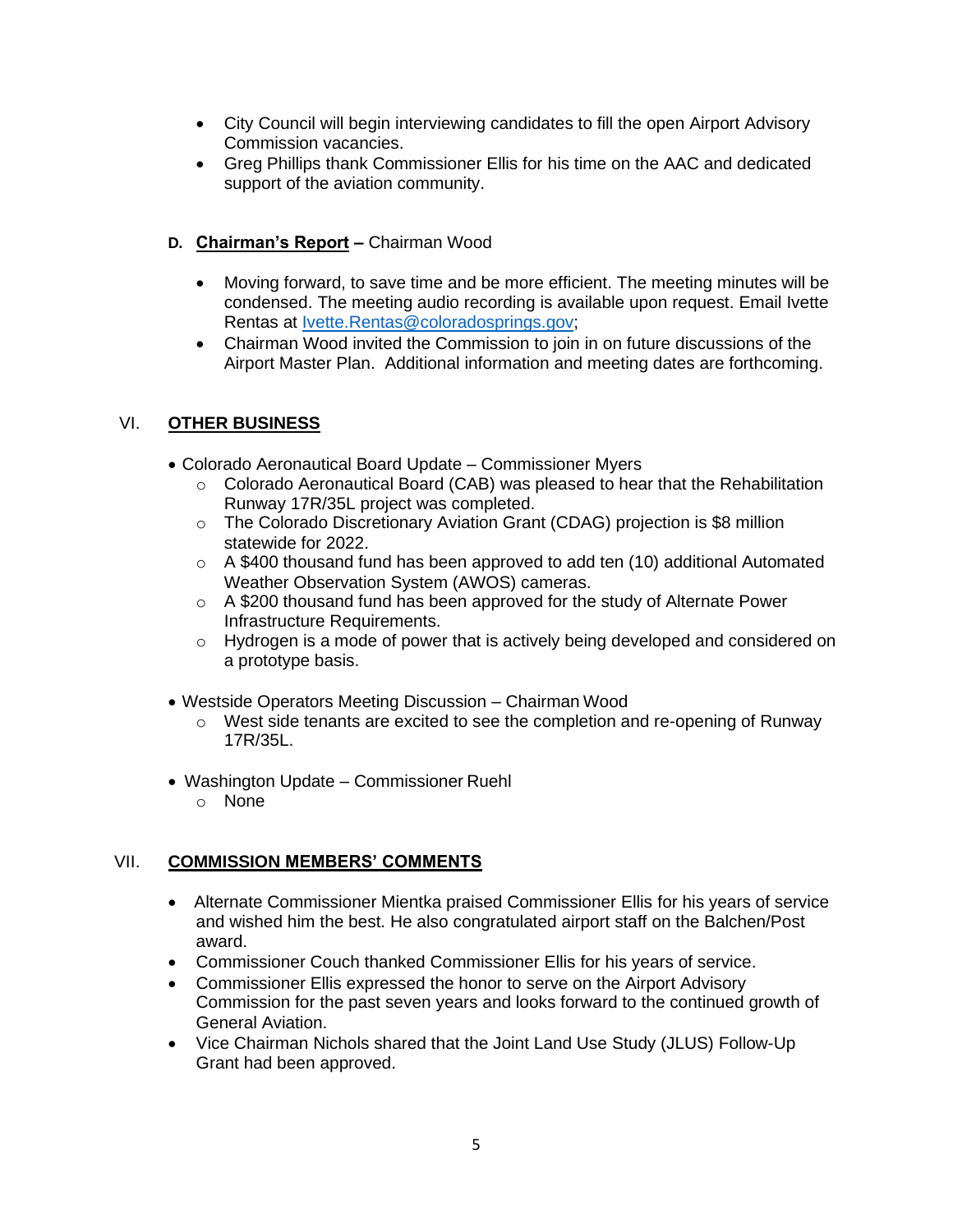- City Council will begin interviewing candidates to fill the open Airport Advisory Commission vacancies.
- Greg Phillips thank Commissioner Ellis for his time on the AAC and dedicated support of the aviation community.

**D. Chairman's Report** – Chairman Wood

- Moving forward, to save time and be more efficient. The meeting minutes will be condensed. The meeting audio recording is available upon request. Email Ivette Rentas at [Ivette.Rentas@coloradosprings.gov](mailto:Ivette.Rentas@coloradosprings.gov);
- Chairman Wood invited the Commission to join in on future discussions of the Airport Master Plan. Additional information and meeting dates are forthcoming.

## VI. OTHER BUSINESS

- Colorado Aeronautical Board Update – Commissioner Myers
  - Colorado Aeronautical Board (CAB) was pleased to hear that the Rehabilitation Runway 17R/35L project was completed.
  - The Colorado Discretionary Aviation Grant (CDAG) projection is $8 million statewide for 2022.
  - A $400 thousand fund has been approved to add ten (10) additional Automated Weather Observation System (AWOS) cameras.
  - A $200 thousand fund has been approved for the study of Alternate Power Infrastructure Requirements.
  - Hydrogen is a mode of power that is actively being developed and considered on a prototype basis.

- Westside Operators Meeting Discussion – Chairman Wood
  - West side tenants are excited to see the completion and re-opening of Runway 17R/35L.

- Washington Update – Commissioner Ruehl
  - None

## VII. COMMISSION MEMBERS' COMMENTS

- Alternate Commissioner Mientka praised Commissioner Ellis for his years of service and wished him the best. He also congratulated airport staff on the Balchen/Post award.
- Commissioner Couch thanked Commissioner Ellis for his years of service.
- Commissioner Ellis expressed the honor to serve on the Airport Advisory Commission for the past seven years and looks forward to the continued growth of General Aviation.
- Vice Chairman Nichols shared that the Joint Land Use Study (JLUS) Follow-Up Grant had been approved.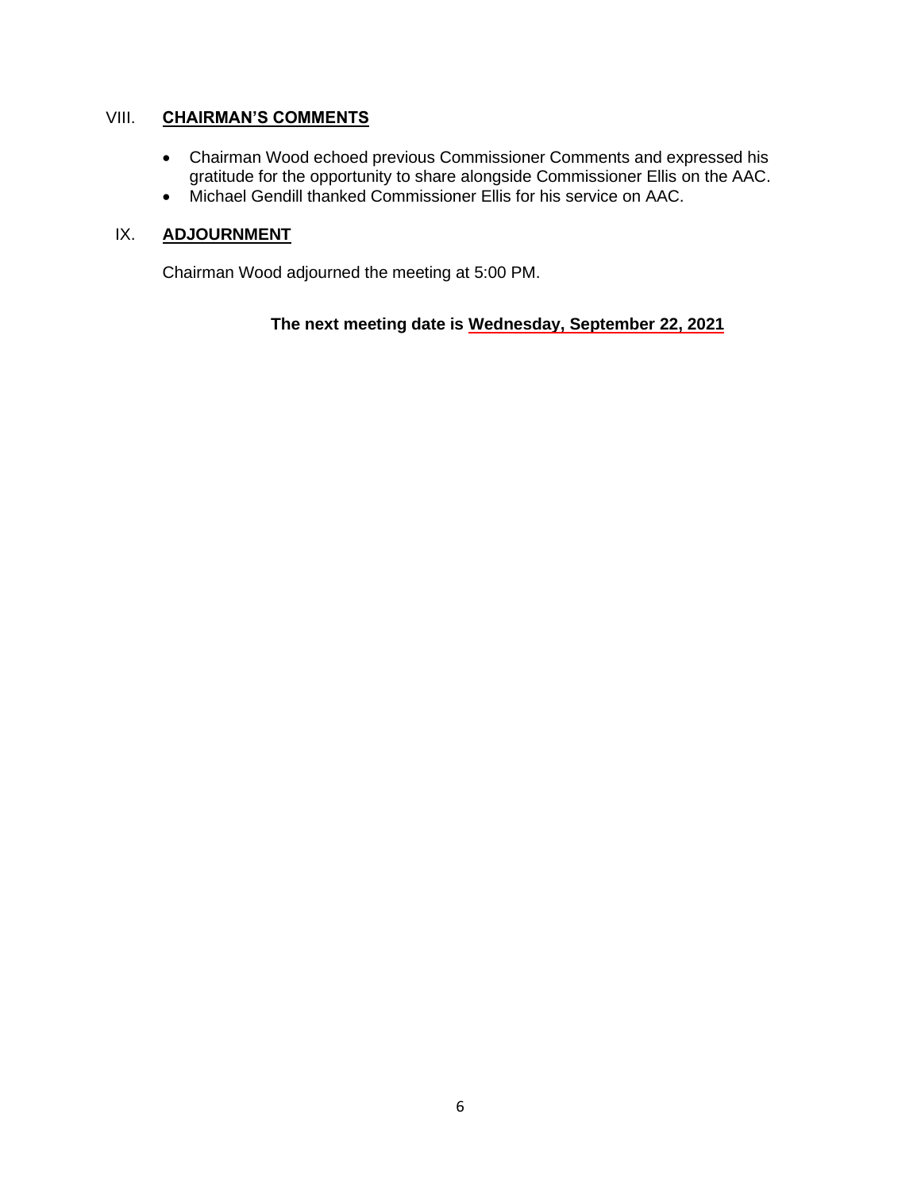## VIII. CHAIRMAN'S COMMENTS

- Chairman Wood echoed previous Commissioner Comments and expressed his gratitude for the opportunity to share alongside Commissioner Ellis on the AAC.
- Michael Gendill thanked Commissioner Ellis for his service on AAC.

## IX. ADJOURNMENT

Chairman Wood adjourned the meeting at 5:00 PM.

**The next meeting date is Wednesday, September 22, 2021**